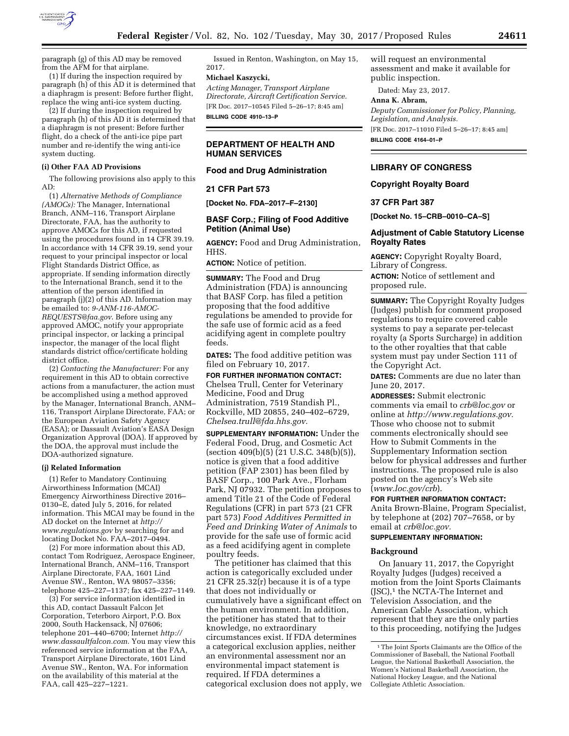paragraph (g) of this AD may be removed from the AFM for that airplane.

(1) If during the inspection required by paragraph (h) of this AD it is determined that a diaphragm is present: Before further flight, replace the wing anti-ice system ducting.

(2) If during the inspection required by paragraph (h) of this AD it is determined that a diaphragm is not present: Before further flight, do a check of the anti-ice pipe part number and re-identify the wing anti-ice system ducting.

**(i) Other FAA AD Provisions**

The following provisions also apply to this AD:

(1) *Alternative Methods of Compliance (AMOCs):* The Manager, International Branch, ANM–116, Transport Airplane Directorate, FAA, has the authority to approve AMOCs for this AD, if requested using the procedures found in 14 CFR 39.19. In accordance with 14 CFR 39.19, send your request to your principal inspector or local Flight Standards District Office, as appropriate. If sending information directly to the International Branch, send it to the attention of the person identified in paragraph (j)(2) of this AD. Information may be emailed to: *9-ANM-116-AMOC-REQUESTS@faa.gov.* Before using any approved AMOC, notify your appropriate principal inspector, or lacking a principal inspector, the manager of the local flight standards district office/certificate holding district office.

(2) *Contacting the Manufacturer:* For any requirement in this AD to obtain corrective actions from a manufacturer, the action must be accomplished using a method approved by the Manager, International Branch, ANM–116, Transport Airplane Directorate, FAA; or the European Aviation Safety Agency (EASA); or Dassault Aviation's EASA Design Organization Approval (DOA). If approved by the DOA, the approval must include the DOA-authorized signature.

**(j) Related Information**

(1) Refer to Mandatory Continuing Airworthiness Information (MCAI) Emergency Airworthiness Directive 2016–0130–E, dated July 5, 2016, for related information. This MCAI may be found in the AD docket on the Internet at *http://www.regulations.gov* by searching for and locating Docket No. FAA–2017–0494.

(2) For more information about this AD, contact Tom Rodriguez, Aerospace Engineer, International Branch, ANM–116, Transport Airplane Directorate, FAA, 1601 Lind Avenue SW., Renton, WA 98057–3356; telephone 425–227–1137; fax 425–227–1149.

(3) For service information identified in this AD, contact Dassault Falcon Jet Corporation, Teterboro Airport, P.O. Box 2000, South Hackensack, NJ 07606; telephone 201–440–6700; Internet *http://www.dassaultfalcon.com.* You may view this referenced service information at the FAA, Transport Airplane Directorate, 1601 Lind Avenue SW., Renton, WA. For information on the availability of this material at the FAA, call 425–227–1221.

Issued in Renton, Washington, on May 15, 2017.

**Michael Kaszycki,**

*Acting Manager, Transport Airplane Directorate, Aircraft Certification Service.*

[FR Doc. 2017–10545 Filed 5–26–17; 8:45 am]

**BILLING CODE 4910–13–P**

## DEPARTMENT OF HEALTH AND HUMAN SERVICES

### Food and Drug Administration

### 21 CFR Part 573

**[Docket No. FDA–2017–F–2130]**

### BASF Corp.; Filing of Food Additive Petition (Animal Use)

**AGENCY:** Food and Drug Administration, HHS.

**ACTION:** Notice of petition.

**SUMMARY:** The Food and Drug Administration (FDA) is announcing that BASF Corp. has filed a petition proposing that the food additive regulations be amended to provide for the safe use of formic acid as a feed acidifying agent in complete poultry feeds.

**DATES:** The food additive petition was filed on February 10, 2017.

**FOR FURTHER INFORMATION CONTACT:** Chelsea Trull, Center for Veterinary Medicine, Food and Drug Administration, 7519 Standish Pl., Rockville, MD 20855, 240–402–6729, *Chelsea.trull@fda.hhs.gov.*

**SUPPLEMENTARY INFORMATION:** Under the Federal Food, Drug, and Cosmetic Act (section 409(b)(5) (21 U.S.C. 348(b)(5)), notice is given that a food additive petition (FAP 2301) has been filed by BASF Corp., 100 Park Ave., Florham Park, NJ 07932. The petition proposes to amend Title 21 of the Code of Federal Regulations (CFR) in part 573 (21 CFR part 573) *Food Additives Permitted in Feed and Drinking Water of Animals* to provide for the safe use of formic acid as a feed acidifying agent in complete poultry feeds.

The petitioner has claimed that this action is categorically excluded under 21 CFR 25.32(r) because it is of a type that does not individually or cumulatively have a significant effect on the human environment. In addition, the petitioner has stated that to their knowledge, no extraordinary circumstances exist. If FDA determines a categorical exclusion applies, neither an environmental assessment nor an environmental impact statement is required. If FDA determines a categorical exclusion does not apply, we will request an environmental assessment and make it available for public inspection.

Dated: May 23, 2017.

**Anna K. Abram,**

*Deputy Commissioner for Policy, Planning, Legislation, and Analysis.*

[FR Doc. 2017–11010 Filed 5–26–17; 8:45 am]

**BILLING CODE 4164–01–P**

## LIBRARY OF CONGRESS

### Copyright Royalty Board

### 37 CFR Part 387

**[Docket No. 15–CRB–0010–CA–S]**

### Adjustment of Cable Statutory License Royalty Rates

**AGENCY:** Copyright Royalty Board, Library of Congress.

**ACTION:** Notice of settlement and proposed rule.

**SUMMARY:** The Copyright Royalty Judges (Judges) publish for comment proposed regulations to require covered cable systems to pay a separate per-telecast royalty (a Sports Surcharge) in addition to the other royalties that that cable system must pay under Section 111 of the Copyright Act.

**DATES:** Comments are due no later than June 20, 2017.

**ADDRESSES:** Submit electronic comments via email to *crb@loc.gov* or online at *http://www.regulations.gov.* Those who choose not to submit comments electronically should see How to Submit Comments in the Supplementary Information section below for physical addresses and further instructions. The proposed rule is also posted on the agency's Web site (*www.loc.gov/crb*).

**FOR FURTHER INFORMATION CONTACT:** Anita Brown-Blaine, Program Specialist, by telephone at (202) 707–7658, or by email at *crb@loc.gov.*

**SUPPLEMENTARY INFORMATION:**

**Background**

On January 11, 2017, the Copyright Royalty Judges (Judges) received a motion from the Joint Sports Claimants (JSC),[1] the NCTA-The Internet and Television Association, and the American Cable Association, which represent that they are the only parties to this proceeding, notifying the Judges

[1] The Joint Sports Claimants are the Office of the Commissioner of Baseball, the National Football League, the National Basketball Association, the Women's National Basketball Association, the National Hockey League, and the National Collegiate Athletic Association.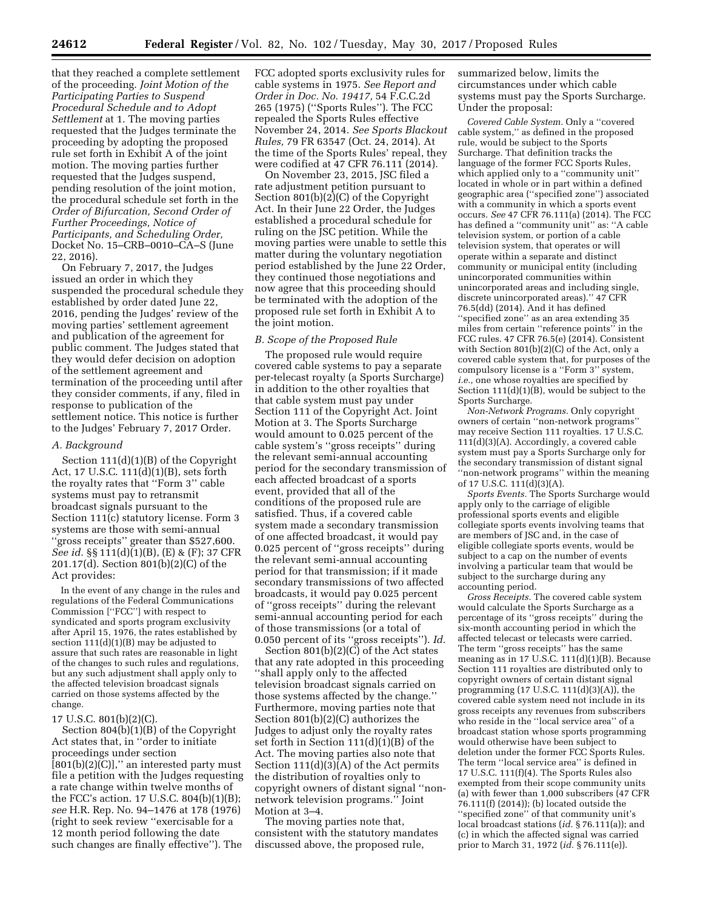that they reached a complete settlement of the proceeding. *Joint Motion of the Participating Parties to Suspend Procedural Schedule and to Adopt Settlement* at 1. The moving parties requested that the Judges terminate the proceeding by adopting the proposed rule set forth in Exhibit A of the joint motion. The moving parties further requested that the Judges suspend, pending resolution of the joint motion, the procedural schedule set forth in the *Order of Bifurcation, Second Order of Further Proceedings, Notice of Participants, and Scheduling Order,* Docket No. 15–CRB–0010–CA–S (June 22, 2016).

On February 7, 2017, the Judges issued an order in which they suspended the procedural schedule they established by order dated June 22, 2016, pending the Judges' review of the moving parties' settlement agreement and publication of the agreement for public comment. The Judges stated that they would defer decision on adoption of the settlement agreement and termination of the proceeding until after they consider comments, if any, filed in response to publication of the settlement notice. This notice is further to the Judges' February 7, 2017 Order.

### *A. Background*

Section 111(d)(1)(B) of the Copyright Act, 17 U.S.C. 111(d)(1)(B), sets forth the royalty rates that ''Form 3'' cable systems must pay to retransmit broadcast signals pursuant to the Section 111(c) statutory license. Form 3 systems are those with semi-annual ''gross receipts'' greater than $527,600. *See id.* §§ 111(d)(1)(B), (E) & (F); 37 CFR 201.17(d). Section 801(b)(2)(C) of the Act provides:

> In the event of any change in the rules and regulations of the Federal Communications Commission [''FCC''] with respect to syndicated and sports program exclusivity after April 15, 1976, the rates established by section 111(d)(1)(B) may be adjusted to assure that such rates are reasonable in light of the changes to such rules and regulations, but any such adjustment shall apply only to the affected television broadcast signals carried on those systems affected by the change.

17 U.S.C. 801(b)(2)(C).

Section 804(b)(1)(B) of the Copyright Act states that, in ''order to initiate proceedings under section [801(b)(2)(C)],'' an interested party must file a petition with the Judges requesting a rate change within twelve months of the FCC's action. 17 U.S.C. 804(b)(1)(B); *see* H.R. Rep. No. 94–1476 at 178 (1976) (right to seek review ''exercisable for a 12 month period following the date such changes are finally effective''). The FCC adopted sports exclusivity rules for cable systems in 1975. *See Report and Order in Doc. No. 19417,* 54 F.C.C.2d 265 (1975) (''Sports Rules''). The FCC repealed the Sports Rules effective November 24, 2014. *See Sports Blackout Rules,* 79 FR 63547 (Oct. 24, 2014). At the time of the Sports Rules' repeal, they were codified at 47 CFR 76.111 (2014).

On November 23, 2015, JSC filed a rate adjustment petition pursuant to Section 801(b)(2)(C) of the Copyright Act. In their June 22 Order, the Judges established a procedural schedule for ruling on the JSC petition. While the moving parties were unable to settle this matter during the voluntary negotiation period established by the June 22 Order, they continued those negotiations and now agree that this proceeding should be terminated with the adoption of the proposed rule set forth in Exhibit A to the joint motion.

### *B. Scope of the Proposed Rule*

The proposed rule would require covered cable systems to pay a separate per-telecast royalty (a Sports Surcharge) in addition to the other royalties that that cable system must pay under Section 111 of the Copyright Act. Joint Motion at 3. The Sports Surcharge would amount to 0.025 percent of the cable system's ''gross receipts'' during the relevant semi-annual accounting period for the secondary transmission of each affected broadcast of a sports event, provided that all of the conditions of the proposed rule are satisfied. Thus, if a covered cable system made a secondary transmission of one affected broadcast, it would pay 0.025 percent of ''gross receipts'' during the relevant semi-annual accounting period for that transmission; if it made secondary transmissions of two affected broadcasts, it would pay 0.025 percent of ''gross receipts'' during the relevant semi-annual accounting period for each of those transmissions (or a total of 0.050 percent of its ''gross receipts''). *Id.*

Section 801(b)(2)(C) of the Act states that any rate adopted in this proceeding ''shall apply only to the affected television broadcast signals carried on those systems affected by the change.'' Furthermore, moving parties note that Section 801(b)(2)(C) authorizes the Judges to adjust only the royalty rates set forth in Section 111(d)(1)(B) of the Act. The moving parties also note that Section 111(d)(3)(A) of the Act permits the distribution of royalties only to copyright owners of distant signal ''non-network television programs.'' Joint Motion at 3–4.

The moving parties note that, consistent with the statutory mandates discussed above, the proposed rule, summarized below, limits the circumstances under which cable systems must pay the Sports Surcharge. Under the proposal:

*Covered Cable System.* Only a ''covered cable system,'' as defined in the proposed rule, would be subject to the Sports Surcharge. That definition tracks the language of the former FCC Sports Rules, which applied only to a ''community unit'' located in whole or in part within a defined geographic area (''specified zone'') associated with a community in which a sports event occurs. *See* 47 CFR 76.111(a) (2014). The FCC has defined a ''community unit'' as: ''A cable television system, or portion of a cable television system, that operates or will operate within a separate and distinct community or municipal entity (including unincorporated communities within unincorporated areas and including single, discrete unincorporated areas).'' 47 CFR 76.5(dd) (2014). And it has defined ''specified zone'' as an area extending 35 miles from certain ''reference points'' in the FCC rules. 47 CFR 76.5(e) (2014). Consistent with Section 801(b)(2)(C) of the Act, only a covered cable system that, for purposes of the compulsory license is a ''Form 3'' system, *i.e.,* one whose royalties are specified by Section 111(d)(1)(B), would be subject to the Sports Surcharge.

*Non-Network Programs.* Only copyright owners of certain ''non-network programs'' may receive Section 111 royalties. 17 U.S.C. 111(d)(3)(A). Accordingly, a covered cable system must pay a Sports Surcharge only for the secondary transmission of distant signal ''non-network programs'' within the meaning of 17 U.S.C. 111(d)(3)(A).

*Sports Events.* The Sports Surcharge would apply only to the carriage of eligible professional sports events and eligible collegiate sports events involving teams that are members of JSC and, in the case of eligible collegiate sports events, would be subject to a cap on the number of events involving a particular team that would be subject to the surcharge during any accounting period.

*Gross Receipts.* The covered cable system would calculate the Sports Surcharge as a percentage of its ''gross receipts'' during the six-month accounting period in which the affected telecast or telecasts were carried. The term ''gross receipts'' has the same meaning as in 17 U.S.C. 111(d)(1)(B). Because Section 111 royalties are distributed only to copyright owners of certain distant signal programming (17 U.S.C. 111(d)(3)(A)), the covered cable system need not include in its gross receipts any revenues from subscribers who reside in the ''local service area'' of a broadcast station whose sports programming would otherwise have been subject to deletion under the former FCC Sports Rules. The term ''local service area'' is defined in 17 U.S.C. 111(f)(4). The Sports Rules also exempted from their scope community units (a) with fewer than 1,000 subscribers (47 CFR 76.111(f) (2014)); (b) located outside the ''specified zone'' of that community unit's local broadcast stations (*id.* § 76.111(a)); and (c) in which the affected signal was carried prior to March 31, 1972 (*id.* § 76.111(e)).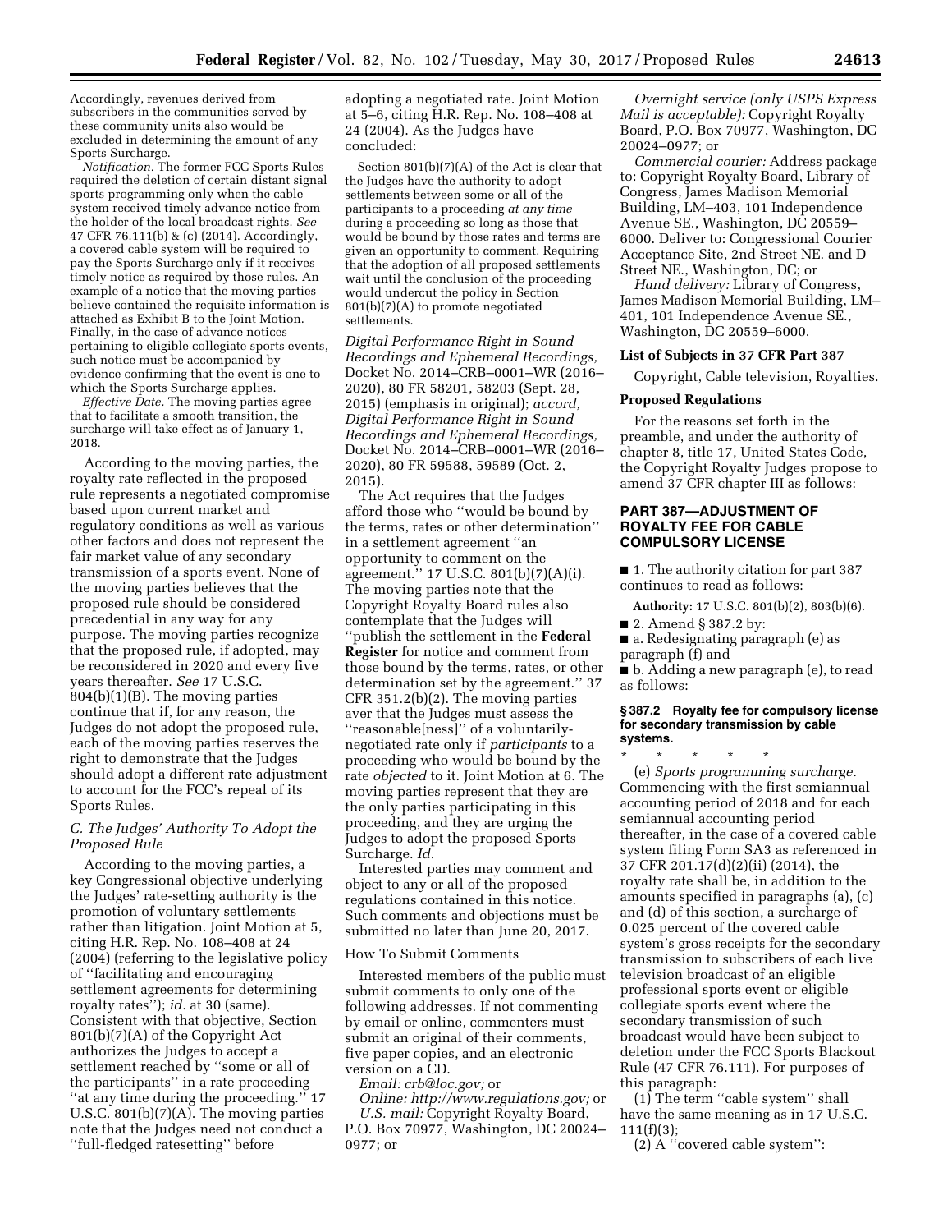Accordingly, revenues derived from subscribers in the communities served by these community units also would be excluded in determining the amount of any Sports Surcharge.

*Notification.* The former FCC Sports Rules required the deletion of certain distant signal sports programming only when the cable system received timely advance notice from the holder of the local broadcast rights. *See* 47 CFR 76.111(b) & (c) (2014). Accordingly, a covered cable system will be required to pay the Sports Surcharge only if it receives timely notice as required by those rules. An example of a notice that the moving parties believe contained the requisite information is attached as Exhibit B to the Joint Motion. Finally, in the case of advance notices pertaining to eligible collegiate sports events, such notice must be accompanied by evidence confirming that the event is one to which the Sports Surcharge applies.

*Effective Date.* The moving parties agree that to facilitate a smooth transition, the surcharge will take effect as of January 1, 2018.

According to the moving parties, the royalty rate reflected in the proposed rule represents a negotiated compromise based upon current market and regulatory conditions as well as various other factors and does not represent the fair market value of any secondary transmission of a sports event. None of the moving parties believes that the proposed rule should be considered precedential in any way for any purpose. The moving parties recognize that the proposed rule, if adopted, may be reconsidered in 2020 and every five years thereafter. *See* 17 U.S.C. 804(b)(1)(B). The moving parties continue that if, for any reason, the Judges do not adopt the proposed rule, each of the moving parties reserves the right to demonstrate that the Judges should adopt a different rate adjustment to account for the FCC's repeal of its Sports Rules.

### *C. The Judges' Authority To Adopt the Proposed Rule*

According to the moving parties, a key Congressional objective underlying the Judges' rate-setting authority is the promotion of voluntary settlements rather than litigation. Joint Motion at 5, citing H.R. Rep. No. 108–408 at 24 (2004) (referring to the legislative policy of ''facilitating and encouraging settlement agreements for determining royalty rates''); *id.* at 30 (same). Consistent with that objective, Section 801(b)(7)(A) of the Copyright Act authorizes the Judges to accept a settlement reached by ''some or all of the participants'' in a rate proceeding ''at any time during the proceeding.'' 17 U.S.C. 801(b)(7)(A). The moving parties note that the Judges need not conduct a ''full-fledged ratesetting'' before adopting a negotiated rate. Joint Motion at 5–6, citing H.R. Rep. No. 108–408 at 24 (2004). As the Judges have concluded:

> Section 801(b)(7)(A) of the Act is clear that the Judges have the authority to adopt settlements between some or all of the participants to a proceeding *at any time* during a proceeding so long as those that would be bound by those rates and terms are given an opportunity to comment. Requiring that the adoption of all proposed settlements wait until the conclusion of the proceeding would undercut the policy in Section 801(b)(7)(A) to promote negotiated settlements.

*Digital Performance Right in Sound Recordings and Ephemeral Recordings,* Docket No. 2014–CRB–0001–WR (2016–2020), 80 FR 58201, 58203 (Sept. 28, 2015) (emphasis in original); *accord, Digital Performance Right in Sound Recordings and Ephemeral Recordings,* Docket No. 2014–CRB–0001–WR (2016–2020), 80 FR 59588, 59589 (Oct. 2, 2015).

The Act requires that the Judges afford those who ''would be bound by the terms, rates or other determination'' in a settlement agreement ''an opportunity to comment on the agreement.'' 17 U.S.C. 801(b)(7)(A)(i). The moving parties note that the Copyright Royalty Board rules also contemplate that the Judges will ''publish the settlement in the **Federal Register** for notice and comment from those bound by the terms, rates, or other determination set by the agreement.'' 37 CFR 351.2(b)(2). The moving parties aver that the Judges must assess the ''reasonable[ness]'' of a voluntarily-negotiated rate only if *participants* to a proceeding who would be bound by the rate *objected* to it. Joint Motion at 6. The moving parties represent that they are the only parties participating in this proceeding, and they are urging the Judges to adopt the proposed Sports Surcharge. *Id.*

Interested parties may comment and object to any or all of the proposed regulations contained in this notice. Such comments and objections must be submitted no later than June 20, 2017.

### How To Submit Comments

Interested members of the public must submit comments to only one of the following addresses. If not commenting by email or online, commenters must submit an original of their comments, five paper copies, and an electronic version on a CD.

*Email: crb@loc.gov;* or

*Online: http://www.regulations.gov;* or

*U.S. mail:* Copyright Royalty Board, P.O. Box 70977, Washington, DC 20024–0977; or

*Overnight service (only USPS Express Mail is acceptable):* Copyright Royalty Board, P.O. Box 70977, Washington, DC 20024–0977; or

*Commercial courier:* Address package to: Copyright Royalty Board, Library of Congress, James Madison Memorial Building, LM–403, 101 Independence Avenue SE., Washington, DC 20559–6000. Deliver to: Congressional Courier Acceptance Site, 2nd Street NE. and D Street NE., Washington, DC; or

*Hand delivery:* Library of Congress, James Madison Memorial Building, LM–401, 101 Independence Avenue SE., Washington, DC 20559–6000.

### List of Subjects in 37 CFR Part 387

Copyright, Cable television, Royalties.

### Proposed Regulations

For the reasons set forth in the preamble, and under the authority of chapter 8, title 17, United States Code, the Copyright Royalty Judges propose to amend 37 CFR chapter III as follows:

## PART 387—ADJUSTMENT OF ROYALTY FEE FOR CABLE COMPULSORY LICENSE

■ 1. The authority citation for part 387 continues to read as follows:

**Authority:** 17 U.S.C. 801(b)(2), 803(b)(6).

■ 2. Amend § 387.2 by:

■ a. Redesignating paragraph (e) as paragraph (f) and

■ b. Adding a new paragraph (e), to read as follows:

#### § 387.2 Royalty fee for compulsory license for secondary transmission by cable systems.

\* \* \* \* \*

(e) *Sports programming surcharge.* Commencing with the first semiannual accounting period of 2018 and for each semiannual accounting period thereafter, in the case of a covered cable system filing Form SA3 as referenced in 37 CFR 201.17(d)(2)(ii) (2014), the royalty rate shall be, in addition to the amounts specified in paragraphs (a), (c) and (d) of this section, a surcharge of 0.025 percent of the covered cable system's gross receipts for the secondary transmission to subscribers of each live television broadcast of an eligible professional sports event or eligible collegiate sports event where the secondary transmission of such broadcast would have been subject to deletion under the FCC Sports Blackout Rule (47 CFR 76.111). For purposes of this paragraph:

(1) The term ''cable system'' shall have the same meaning as in 17 U.S.C. 111(f)(3);

(2) A ''covered cable system'':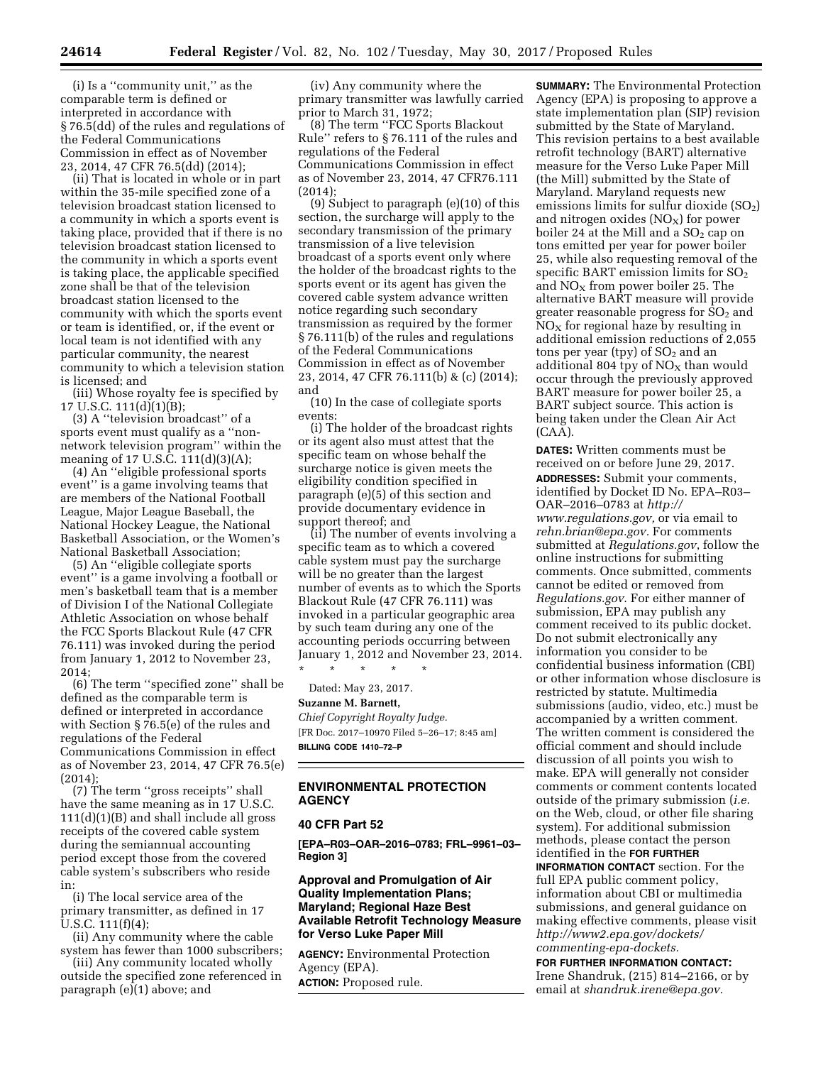(i) Is a ''community unit,'' as the comparable term is defined or interpreted in accordance with § 76.5(dd) of the rules and regulations of the Federal Communications Commission in effect as of November 23, 2014, 47 CFR 76.5(dd) (2014);

(ii) That is located in whole or in part within the 35-mile specified zone of a television broadcast station licensed to a community in which a sports event is taking place, provided that if there is no television broadcast station licensed to the community in which a sports event is taking place, the applicable specified zone shall be that of the television broadcast station licensed to the community with which the sports event or team is identified, or, if the event or local team is not identified with any particular community, the nearest community to which a television station is licensed; and

(iii) Whose royalty fee is specified by 17 U.S.C. 111(d)(1)(B);

(3) A ''television broadcast'' of a sports event must qualify as a ''non-network television program'' within the meaning of 17 U.S.C. 111(d)(3)(A);

(4) An ''eligible professional sports event'' is a game involving teams that are members of the National Football League, Major League Baseball, the National Hockey League, the National Basketball Association, or the Women's National Basketball Association;

(5) An ''eligible collegiate sports event'' is a game involving a football or men's basketball team that is a member of Division I of the National Collegiate Athletic Association on whose behalf the FCC Sports Blackout Rule (47 CFR 76.111) was invoked during the period from January 1, 2012 to November 23, 2014;

(6) The term ''specified zone'' shall be defined as the comparable term is defined or interpreted in accordance with Section § 76.5(e) of the rules and regulations of the Federal Communications Commission in effect as of November 23, 2014, 47 CFR 76.5(e) (2014);

(7) The term ''gross receipts'' shall have the same meaning as in 17 U.S.C. 111(d)(1)(B) and shall include all gross receipts of the covered cable system during the semiannual accounting period except those from the covered cable system's subscribers who reside in:

(i) The local service area of the primary transmitter, as defined in 17 U.S.C. 111(f)(4);

(ii) Any community where the cable system has fewer than 1000 subscribers;

(iii) Any community located wholly outside the specified zone referenced in paragraph (e)(1) above; and

(iv) Any community where the primary transmitter was lawfully carried prior to March 31, 1972;

(8) The term ''FCC Sports Blackout Rule'' refers to § 76.111 of the rules and regulations of the Federal Communications Commission in effect as of November 23, 2014, 47 CFR76.111 (2014);

(9) Subject to paragraph (e)(10) of this section, the surcharge will apply to the secondary transmission of the primary transmission of a live television broadcast of a sports event only where the holder of the broadcast rights to the sports event or its agent has given the covered cable system advance written notice regarding such secondary transmission as required by the former § 76.111(b) of the rules and regulations of the Federal Communications Commission in effect as of November 23, 2014, 47 CFR 76.111(b) & (c) (2014); and

(10) In the case of collegiate sports events:

(i) The holder of the broadcast rights or its agent also must attest that the specific team on whose behalf the surcharge notice is given meets the eligibility condition specified in paragraph (e)(5) of this section and provide documentary evidence in support thereof; and

(ii) The number of events involving a specific team as to which a covered cable system must pay the surcharge will be no greater than the largest number of events as to which the Sports Blackout Rule (47 CFR 76.111) was invoked in a particular geographic area by such team during any one of the accounting periods occurring between January 1, 2012 and November 23, 2014.

\* \* \* \* \*

Dated: May 23, 2017.

**Suzanne M. Barnett,**

*Chief Copyright Royalty Judge.*

[FR Doc. 2017–10970 Filed 5–26–17; 8:45 am]

**BILLING CODE 1410–72–P**

## ENVIRONMENTAL PROTECTION AGENCY

### 40 CFR Part 52

**[EPA–R03–OAR–2016–0783; FRL–9961–03–Region 3]**

### Approval and Promulgation of Air Quality Implementation Plans; Maryland; Regional Haze Best Available Retrofit Technology Measure for Verso Luke Paper Mill

**AGENCY:** Environmental Protection Agency (EPA).

**ACTION:** Proposed rule.

**SUMMARY:** The Environmental Protection Agency (EPA) is proposing to approve a state implementation plan (SIP) revision submitted by the State of Maryland. This revision pertains to a best available retrofit technology (BART) alternative measure for the Verso Luke Paper Mill (the Mill) submitted by the State of Maryland. Maryland requests new emissions limits for sulfur dioxide ($SO_2$) and nitrogen oxides ($NO_X$) for power boiler 24 at the Mill and a $SO_2$ cap on tons emitted per year for power boiler 25, while also requesting removal of the specific BART emission limits for $SO_2$ and $NO_X$ from power boiler 25. The alternative BART measure will provide greater reasonable progress for $SO_2$ and $NO_X$ for regional haze by resulting in additional emission reductions of 2,055 tons per year (tpy) of $SO_2$ and an additional 804 tpy of $NO_X$ than would occur through the previously approved BART measure for power boiler 25, a BART subject source. This action is being taken under the Clean Air Act (CAA).

**DATES:** Written comments must be received on or before June 29, 2017.

**ADDRESSES:** Submit your comments, identified by Docket ID No. EPA–R03–OAR–2016–0783 at *http://www.regulations.gov,* or via email to *rehn.brian@epa.gov.* For comments submitted at *Regulations.gov*, follow the online instructions for submitting comments. Once submitted, comments cannot be edited or removed from *Regulations.gov*. For either manner of submission, EPA may publish any comment received to its public docket. Do not submit electronically any information you consider to be confidential business information (CBI) or other information whose disclosure is restricted by statute. Multimedia submissions (audio, video, etc.) must be accompanied by a written comment. The written comment is considered the official comment and should include discussion of all points you wish to make. EPA will generally not consider comments or comment contents located outside of the primary submission (*i.e.* on the Web, cloud, or other file sharing system). For additional submission methods, please contact the person identified in the **FOR FURTHER INFORMATION CONTACT** section. For the full EPA public comment policy, information about CBI or multimedia submissions, and general guidance on making effective comments, please visit *http://www2.epa.gov/dockets/commenting-epa-dockets.*

**FOR FURTHER INFORMATION CONTACT:** Irene Shandruk, (215) 814–2166, or by email at *shandruk.irene@epa.gov.*